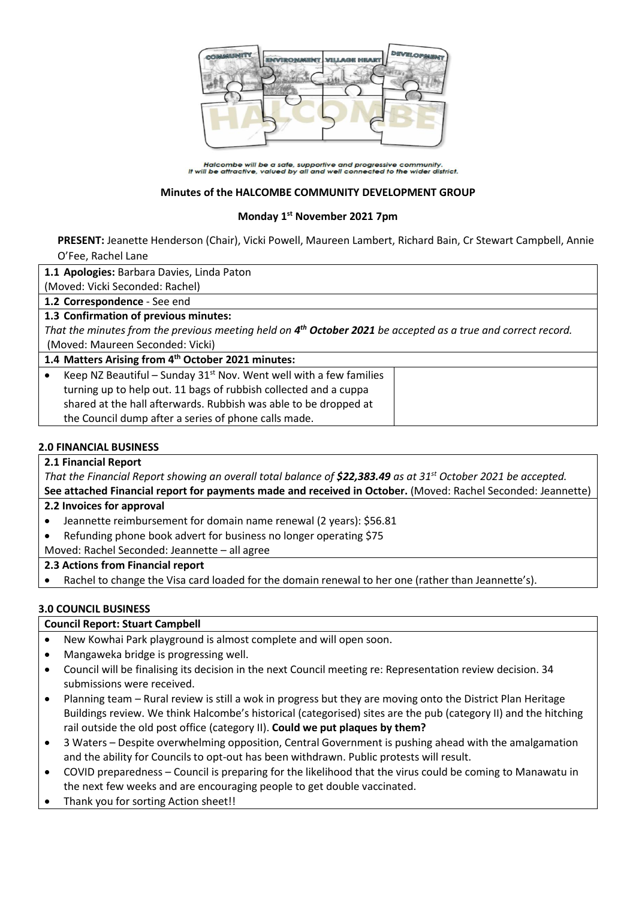Halcombe will be a safe, supportive and progressive community.
It will be attractive, valued by all and well connected to the wider district.

**Minutes of the HALCOMBE COMMUNITY DEVELOPMENT GROUP**

**Monday 1st November 2021 7pm**

**PRESENT:** Jeanette Henderson (Chair), Vicki Powell, Maureen Lambert, Richard Bain, Cr Stewart Campbell, Annie O'Fee, Rachel Lane

**1.1 Apologies:** Barbara Davies, Linda Paton
(Moved: Vicki Seconded: Rachel)

**1.2 Correspondence** - See end

**1.3 Confirmation of previous minutes:**
*That the minutes from the previous meeting held on **4th October 2021** be accepted as a true and correct record.*
(Moved: Maureen Seconded: Vicki)

**1.4 Matters Arising from 4th October 2021 minutes:**

- Keep NZ Beautiful – Sunday 31st Nov. Went well with a few families turning up to help out. 11 bags of rubbish collected and a cuppa shared at the hall afterwards. Rubbish was able to be dropped at the Council dump after a series of phone calls made.

## 2.0 FINANCIAL BUSINESS

**2.1 Financial Report**
*That the Financial Report showing an overall total balance of **$22,383.49** as at 31st October 2021 be accepted.*
**See attached Financial report for payments made and received in October.** (Moved: Rachel Seconded: Jeannette)

**2.2 Invoices for approval**

- Jeannette reimbursement for domain name renewal (2 years): $56.81
- Refunding phone book advert for business no longer operating $75

Moved: Rachel Seconded: Jeannette – all agree

**2.3 Actions from Financial report**

- Rachel to change the Visa card loaded for the domain renewal to her one (rather than Jeannette's).

## 3.0 COUNCIL BUSINESS

**Council Report: Stuart Campbell**

- New Kowhai Park playground is almost complete and will open soon.
- Mangaweka bridge is progressing well.
- Council will be finalising its decision in the next Council meeting re: Representation review decision. 34 submissions were received.
- Planning team – Rural review is still a wok in progress but they are moving onto the District Plan Heritage Buildings review. We think Halcombe's historical (categorised) sites are the pub (category II) and the hitching rail outside the old post office (category II). **Could we put plaques by them?**
- 3 Waters – Despite overwhelming opposition, Central Government is pushing ahead with the amalgamation and the ability for Councils to opt-out has been withdrawn. Public protests will result.
- COVID preparedness – Council is preparing for the likelihood that the virus could be coming to Manawatu in the next few weeks and are encouraging people to get double vaccinated.
- Thank you for sorting Action sheet!!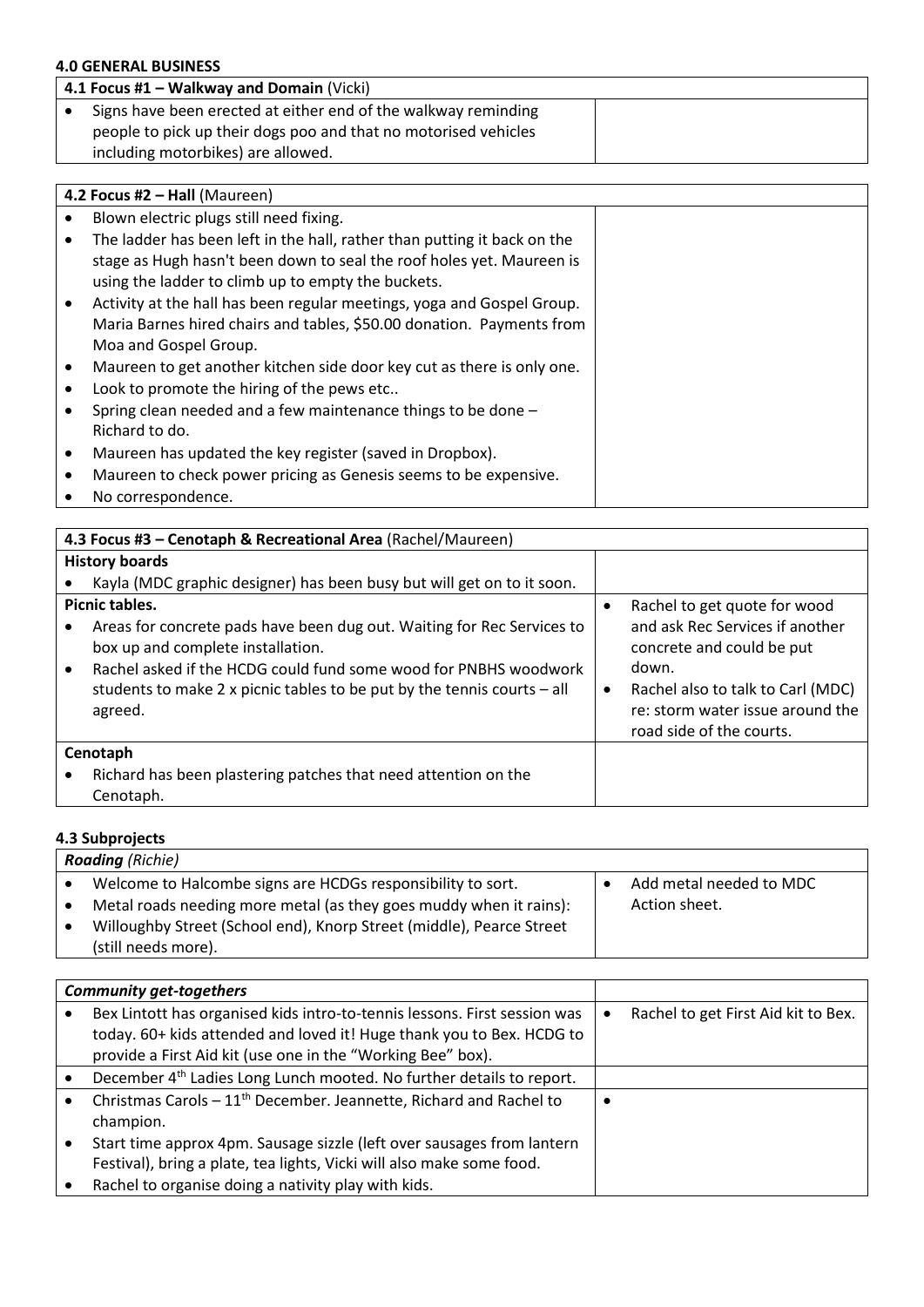**4.0 GENERAL BUSINESS**

| **4.1 Focus #1 – Walkway and Domain** (Vicki) | |
|---|---|
| • Signs have been erected at either end of the walkway reminding people to pick up their dogs poo and that no motorised vehicles including motorbikes) are allowed. | |

| **4.2 Focus #2 – Hall** (Maureen) | |
|---|---|
| • Blown electric plugs still need fixing.<br>• The ladder has been left in the hall, rather than putting it back on the stage as Hugh hasn't been down to seal the roof holes yet. Maureen is using the ladder to climb up to empty the buckets.<br>• Activity at the hall has been regular meetings, yoga and Gospel Group. Maria Barnes hired chairs and tables, $50.00 donation. Payments from Moa and Gospel Group.<br>• Maureen to get another kitchen side door key cut as there is only one.<br>• Look to promote the hiring of the pews etc..<br>• Spring clean needed and a few maintenance things to be done – Richard to do.<br>• Maureen has updated the key register (saved in Dropbox).<br>• Maureen to check power pricing as Genesis seems to be expensive.<br>• No correspondence. | |

| **4.3 Focus #3 – Cenotaph & Recreational Area** (Rachel/Maureen) | |
|---|---|
| **History boards**<br>• Kayla (MDC graphic designer) has been busy but will get on to it soon. | |
| **Picnic tables.**<br>• Areas for concrete pads have been dug out. Waiting for Rec Services to box up and complete installation.<br>• Rachel asked if the HCDG could fund some wood for PNBHS woodwork students to make 2 x picnic tables to be put by the tennis courts – all agreed. | • Rachel to get quote for wood and ask Rec Services if another concrete and could be put down.<br>• Rachel also to talk to Carl (MDC) re: storm water issue around the road side of the courts. |
| **Cenotaph**<br>• Richard has been plastering patches that need attention on the Cenotaph. | |

**4.3 Subprojects**

| ***Roading*** *(Richie)* | |
|---|---|
| • Welcome to Halcombe signs are HCDGs responsibility to sort.<br>• Metal roads needing more metal (as they goes muddy when it rains):<br>• Willoughby Street (School end), Knorp Street (middle), Pearce Street (still needs more). | • Add metal needed to MDC Action sheet. |

| ***Community get-togethers*** | |
|---|---|
| • Bex Lintott has organised kids intro-to-tennis lessons. First session was today. 60+ kids attended and loved it! Huge thank you to Bex. HCDG to provide a First Aid kit (use one in the "Working Bee" box). | • Rachel to get First Aid kit to Bex. |
| • December 4th Ladies Long Lunch mooted. No further details to report. | |
| • Christmas Carols – 11th December. Jeannette, Richard and Rachel to champion.<br>• Start time approx 4pm. Sausage sizzle (left over sausages from lantern Festival), bring a plate, tea lights, Vicki will also make some food.<br>• Rachel to organise doing a nativity play with kids. | • |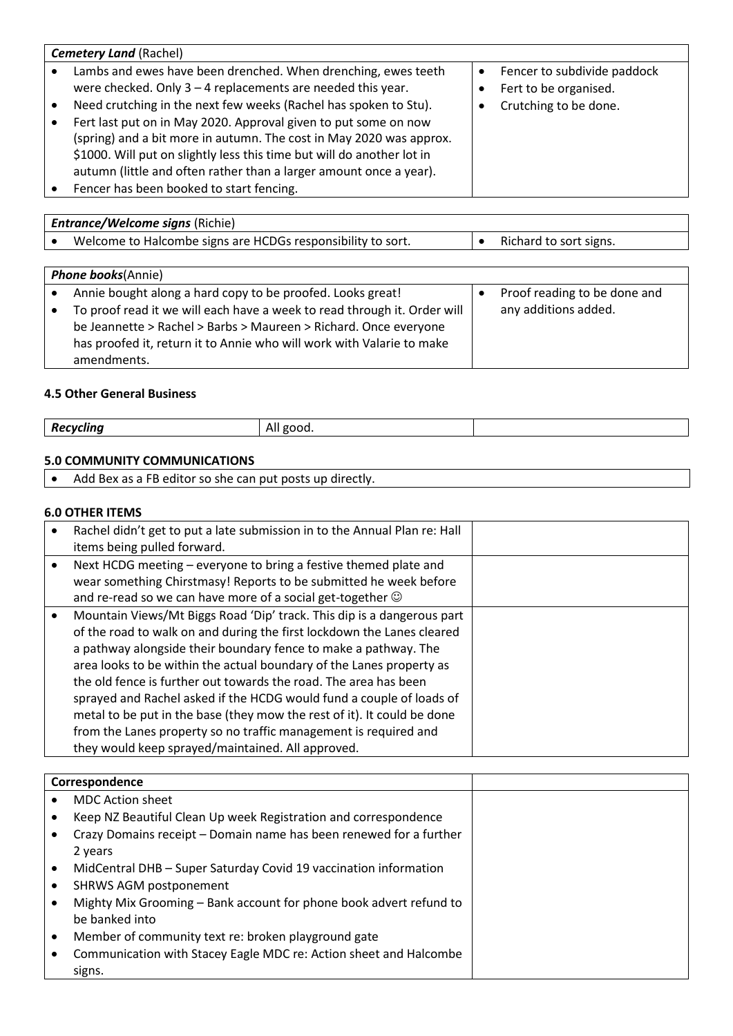| ***Cemetery Land*** (Rachel) | |
|---|---|
| • Lambs and ewes have been drenched. When drenching, ewes teeth were checked. Only 3 – 4 replacements are needed this year.<br>• Need crutching in the next few weeks (Rachel has spoken to Stu).<br>• Fert last put on in May 2020. Approval given to put some on now (spring) and a bit more in autumn. The cost in May 2020 was approx. $1000. Will put on slightly less this time but will do another lot in autumn (little and often rather than a larger amount once a year).<br>• Fencer has been booked to start fencing. | • Fencer to subdivide paddock<br>• Fert to be organised.<br>• Crutching to be done. |

| ***Entrance/Welcome signs*** (Richie) | |
|---|---|
| • Welcome to Halcombe signs are HCDGs responsibility to sort. | • Richard to sort signs. |

| ***Phone books***(Annie) | |
|---|---|
| • Annie bought along a hard copy to be proofed. Looks great!<br>• To proof read it we will each have a week to read through it. Order will be Jeannette > Rachel > Barbs > Maureen > Richard. Once everyone has proofed it, return it to Annie who will work with Valarie to make amendments. | • Proof reading to be done and any additions added. |

#### 4.5 Other General Business

| ***Recycling*** | All good. | |
|---|---|---|

#### 5.0 COMMUNITY COMMUNICATIONS

- Add Bex as a FB editor so she can put posts up directly.

#### 6.0 OTHER ITEMS

| | |
|---|---|
| • Rachel didn't get to put a late submission in to the Annual Plan re: Hall items being pulled forward. | |
| • Next HCDG meeting – everyone to bring a festive themed plate and wear something Chirstmasy! Reports to be submitted he week before and re-read so we can have more of a social get-together ☺ | |
| • Mountain Views/Mt Biggs Road 'Dip' track. This dip is a dangerous part of the road to walk on and during the first lockdown the Lanes cleared a pathway alongside their boundary fence to make a pathway. The area looks to be within the actual boundary of the Lanes property as the old fence is further out towards the road. The area has been sprayed and Rachel asked if the HCDG would fund a couple of loads of metal to be put in the base (they mow the rest of it). It could be done from the Lanes property so no traffic management is required and they would keep sprayed/maintained. All approved. | |

| **Correspondence** | |
|---|---|
| • MDC Action sheet<br>• Keep NZ Beautiful Clean Up week Registration and correspondence<br>• Crazy Domains receipt – Domain name has been renewed for a further 2 years<br>• MidCentral DHB – Super Saturday Covid 19 vaccination information<br>• SHRWS AGM postponement<br>• Mighty Mix Grooming – Bank account for phone book advert refund to be banked into<br>• Member of community text re: broken playground gate<br>• Communication with Stacey Eagle MDC re: Action sheet and Halcombe signs. | |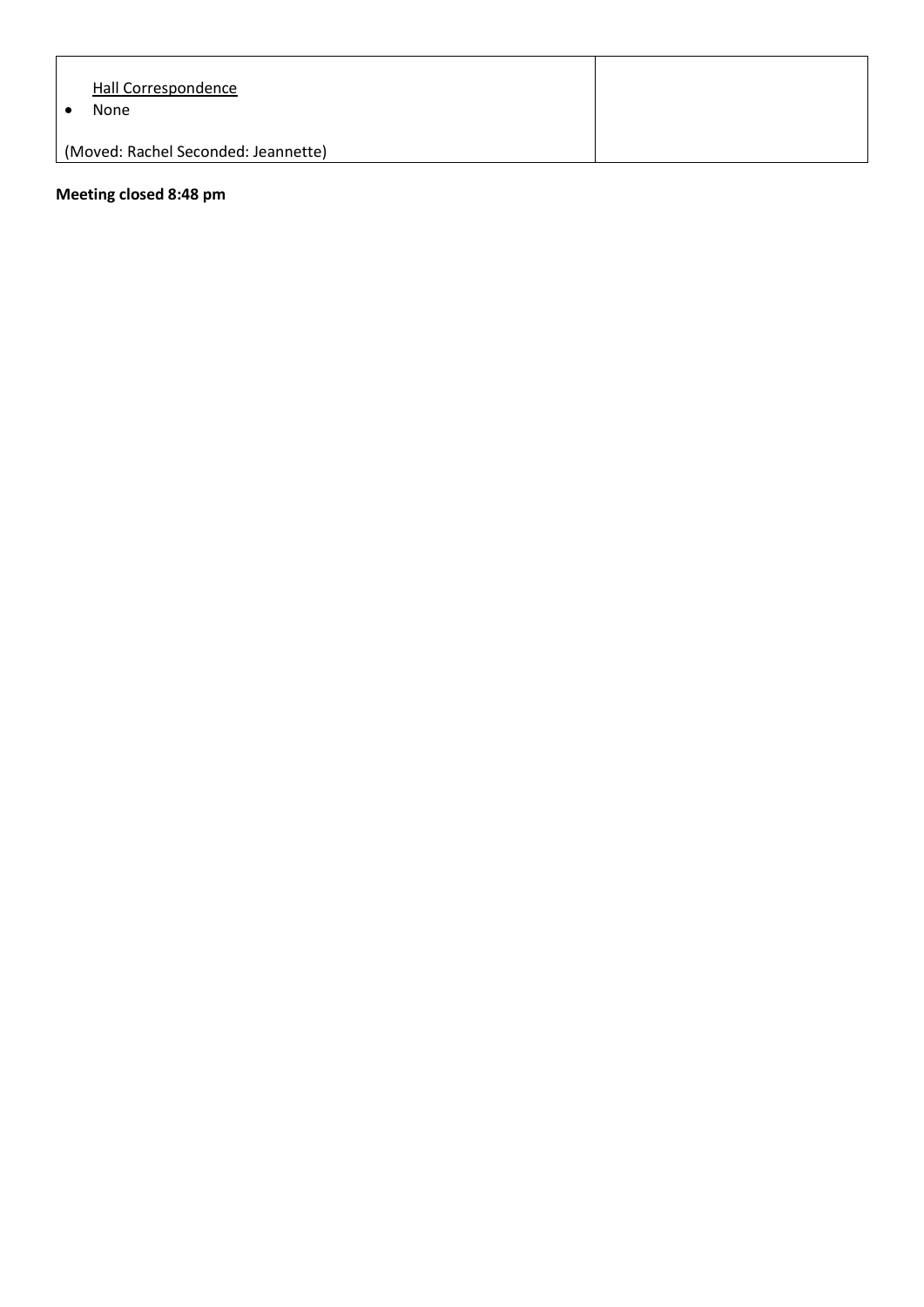| | |
|---|---|
| <u>Hall Correspondence</u><br>• None<br><br>(Moved: Rachel Seconded: Jeannette) | |

**Meeting closed 8:48 pm**